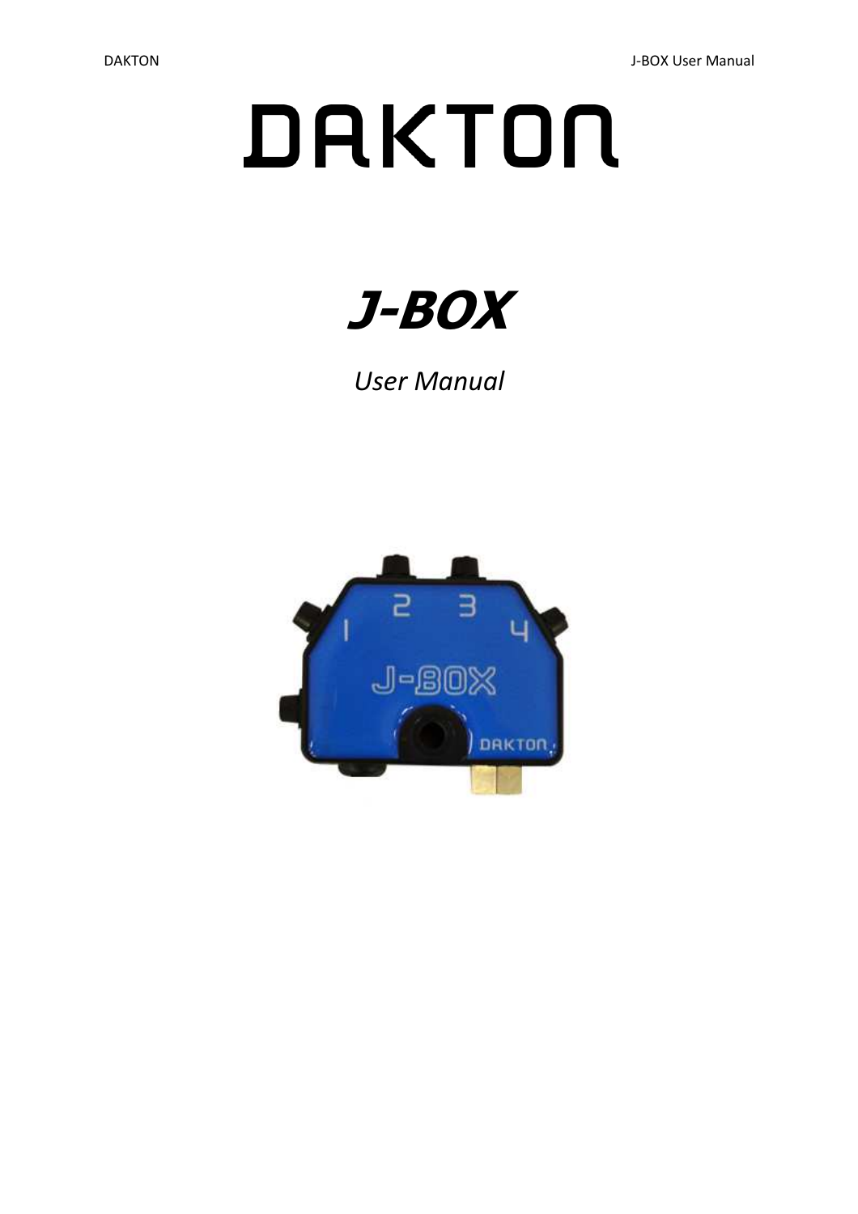# DAKTON

# *J-BOX*

*User Manual*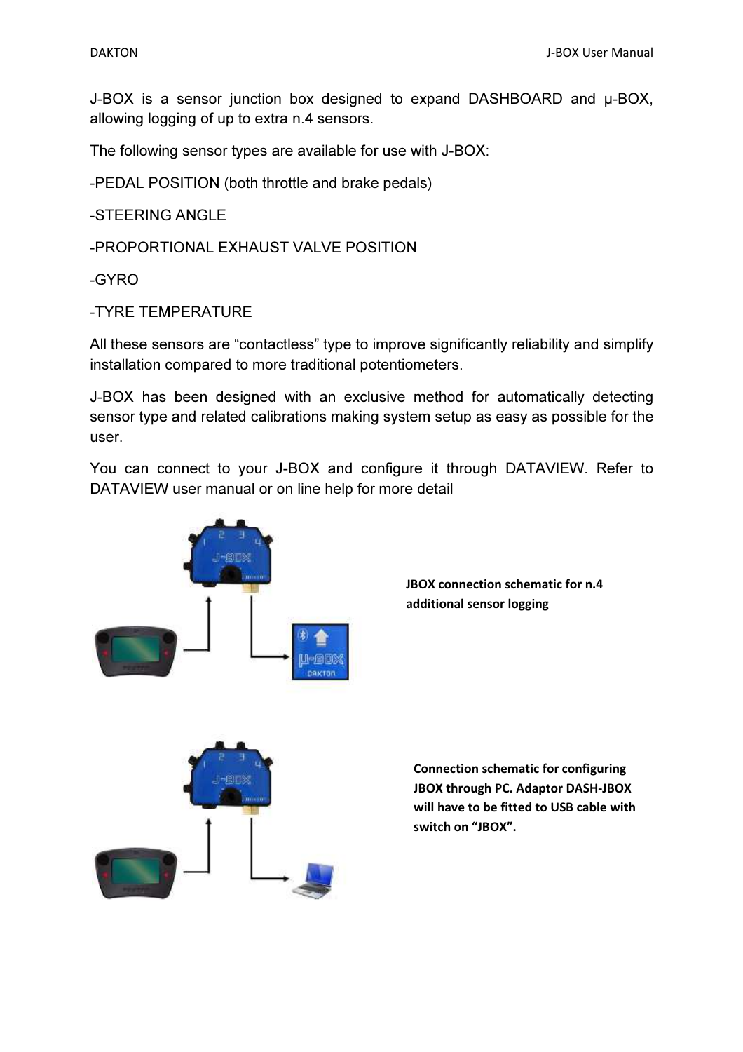J-BOX is a sensor junction box designed to expand DASHBOARD and µ-BOX, allowing logging of up to extra n.4 sensors.

The following sensor types are available for use with J-BOX:

-PEDAL POSITION (both throttle and brake pedals)

-STEERING ANGLE

-PROPORTIONAL EXHAUST VALVE POSITION

-GYRO

-TYRE TEMPERATURE

All these sensors are “contactless” type to improve significantly reliability and simplify installation compared to more traditional potentiometers.

J-BOX has been designed with an exclusive method for automatically detecting sensor type and related calibrations making system setup as easy as possible for the user.

You can connect to your J-BOX and configure it through DATAVIEW. Refer to DATAVIEW user manual or on line help for more detail

**JBOX connection schematic for n.4 additional sensor logging**

**Connection schematic for configuring JBOX through PC. Adaptor DASH-JBOX will have to be fitted to USB cable with switch on “JBOX”.**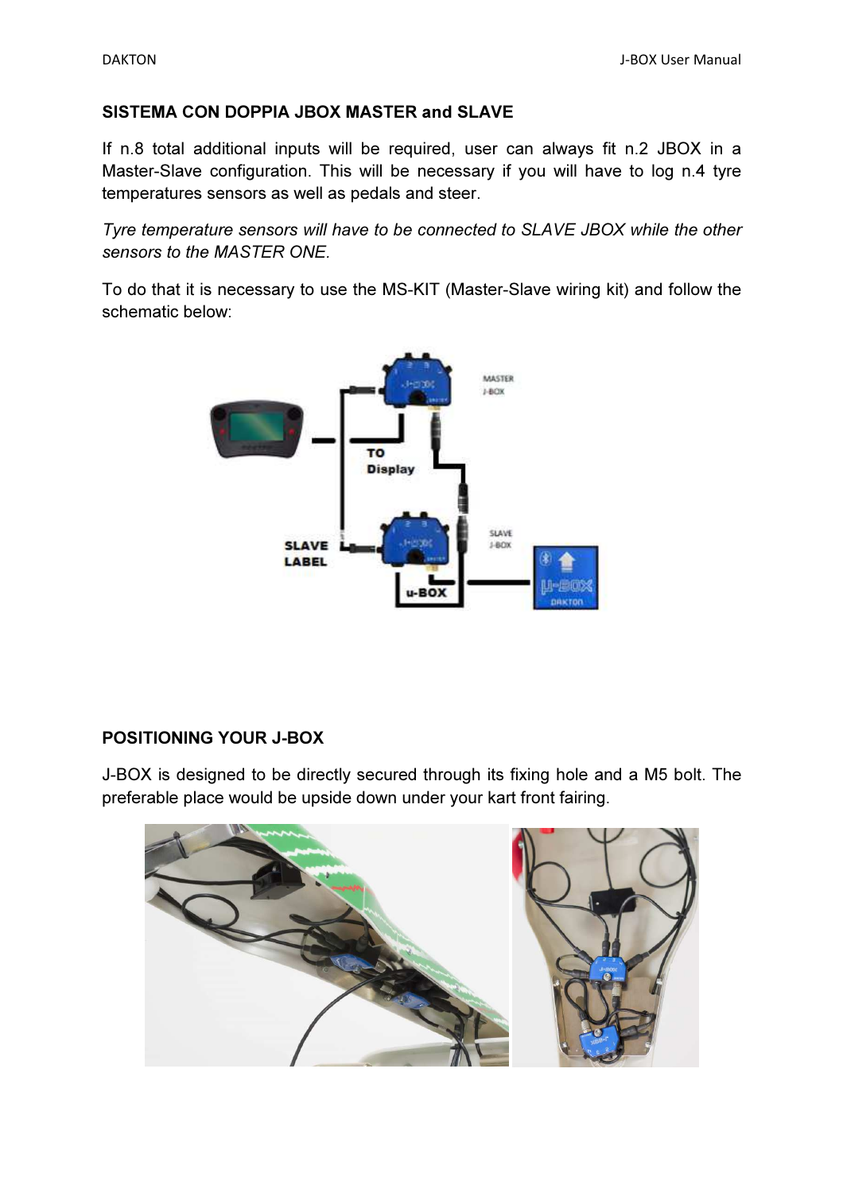## SISTEMA CON DOPPIA JBOX MASTER and SLAVE

If n.8 total additional inputs will be required, user can always fit n.2 JBOX in a Master-Slave configuration. This will be necessary if you will have to log n.4 tyre temperatures sensors as well as pedals and steer.

*Tyre temperature sensors will have to be connected to SLAVE JBOX while the other sensors to the MASTER ONE.*

To do that it is necessary to use the MS-KIT (Master-Slave wiring kit) and follow the schematic below:

## POSITIONING YOUR J-BOX

J-BOX is designed to be directly secured through its fixing hole and a M5 bolt. The preferable place would be upside down under your kart front fairing.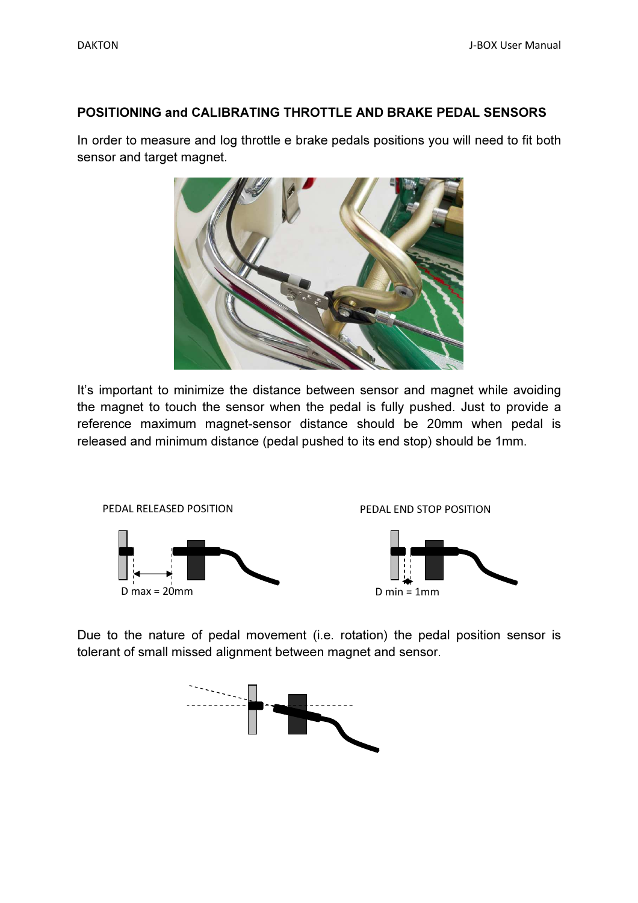## POSITIONING and CALIBRATING THROTTLE AND BRAKE PEDAL SENSORS

In order to measure and log throttle e brake pedals positions you will need to fit both sensor and target magnet.

It's important to minimize the distance between sensor and magnet while avoiding the magnet to touch the sensor when the pedal is fully pushed. Just to provide a reference maximum magnet-sensor distance should be 20mm when pedal is released and minimum distance (pedal pushed to its end stop) should be 1mm.

PEDAL RELEASED POSITION

D max = 20mm

PEDAL END STOP POSITION

D min = 1mm

Due to the nature of pedal movement (i.e. rotation) the pedal position sensor is tolerant of small missed alignment between magnet and sensor.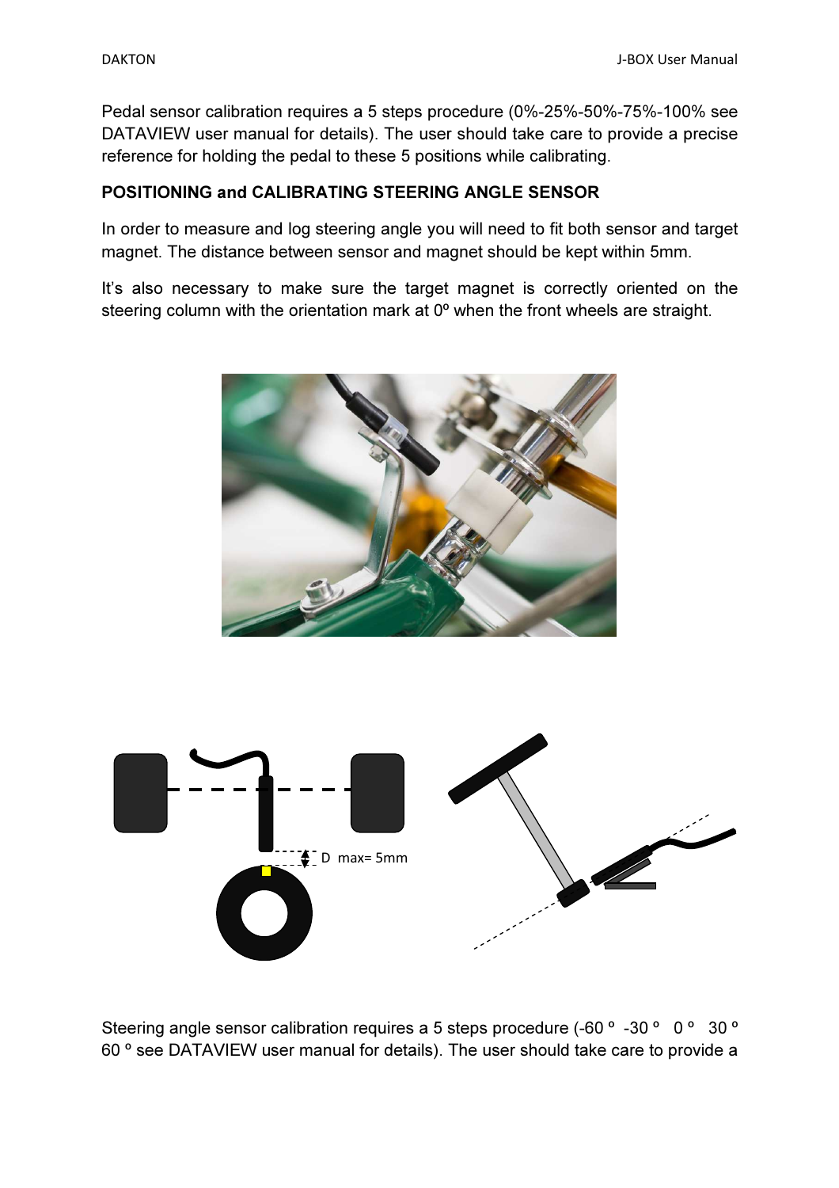Pedal sensor calibration requires a 5 steps procedure (0%-25%-50%-75%-100% see DATAVIEW user manual for details). The user should take care to provide a precise reference for holding the pedal to these 5 positions while calibrating.

**POSITIONING and CALIBRATING STEERING ANGLE SENSOR**

In order to measure and log steering angle you will need to fit both sensor and target magnet. The distance between sensor and magnet should be kept within 5mm.

It's also necessary to make sure the target magnet is correctly oriented on the steering column with the orientation mark at 0º when the front wheels are straight.

D max= 5mm

Steering angle sensor calibration requires a 5 steps procedure (-60 º -30 º 0 º 30 º 60 º see DATAVIEW user manual for details). The user should take care to provide a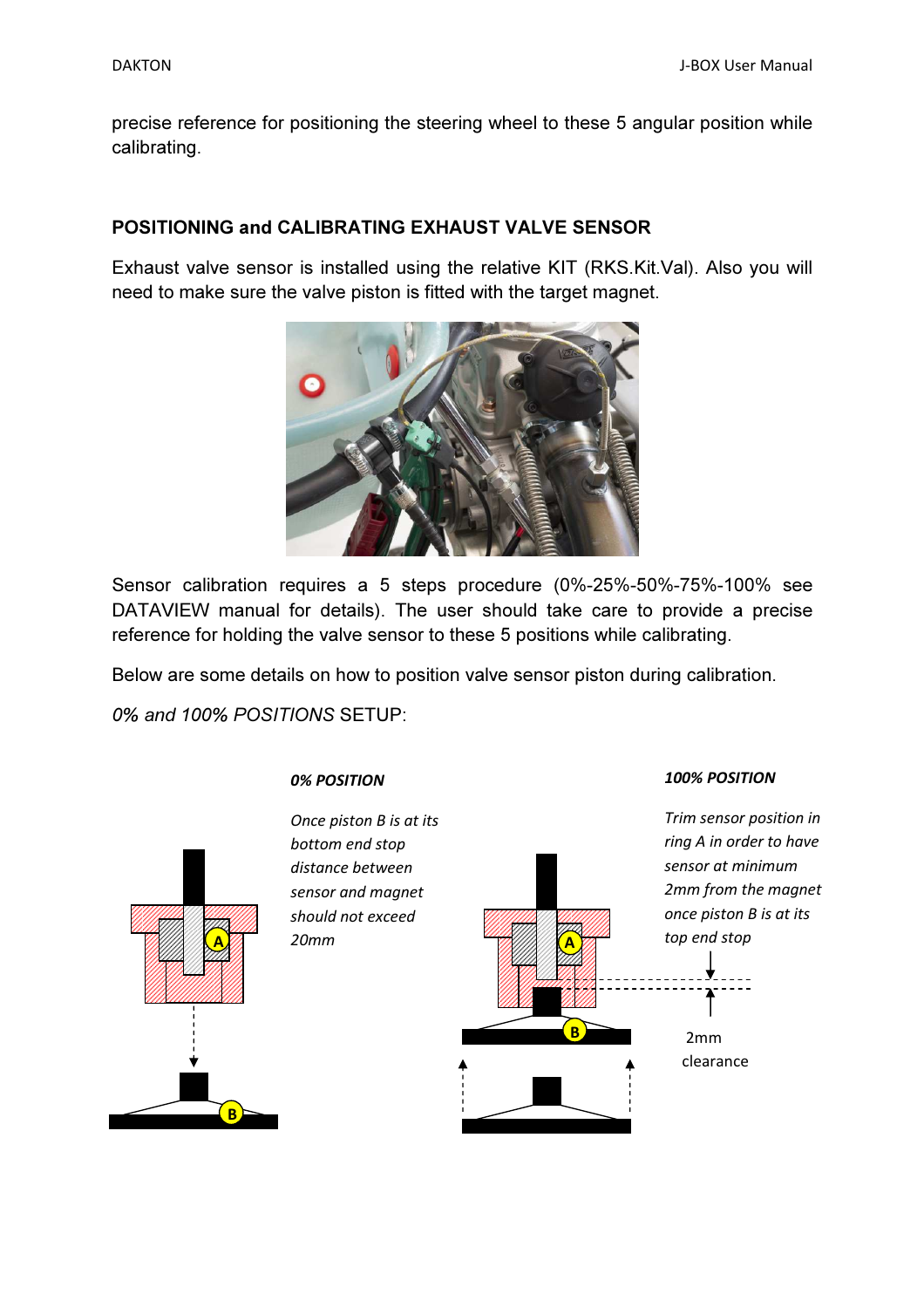precise reference for positioning the steering wheel to these 5 angular position while calibrating.

## POSITIONING and CALIBRATING EXHAUST VALVE SENSOR

Exhaust valve sensor is installed using the relative KIT (RKS.Kit.Val). Also you will need to make sure the valve piston is fitted with the target magnet.

Sensor calibration requires a 5 steps procedure (0%-25%-50%-75%-100% see DATAVIEW manual for details). The user should take care to provide a precise reference for holding the valve sensor to these 5 positions while calibrating.

Below are some details on how to position valve sensor piston during calibration.

*0% and 100% POSITIONS* SETUP:

***0% POSITION***

*Once piston B is at its bottom end stop distance between sensor and magnet should not exceed 20mm*

***100% POSITION***

*Trim sensor position in ring A in order to have sensor at minimum 2mm from the magnet once piston B is at its top end stop*

2mm clearance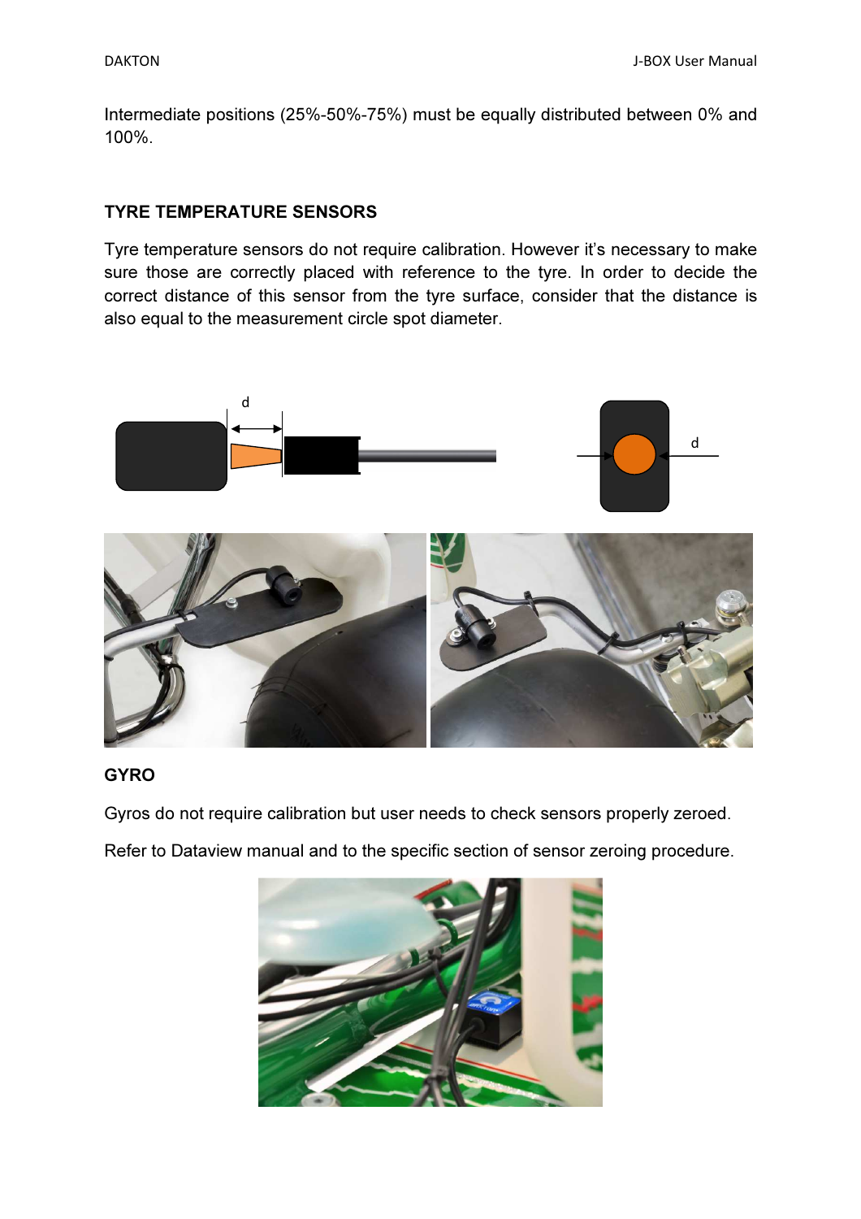Intermediate positions (25%-50%-75%) must be equally distributed between 0% and 100%.

### TYRE TEMPERATURE SENSORS

Tyre temperature sensors do not require calibration. However it's necessary to make sure those are correctly placed with reference to the tyre. In order to decide the correct distance of this sensor from the tyre surface, consider that the distance is also equal to the measurement circle spot diameter.

d

d

### GYRO

Gyros do not require calibration but user needs to check sensors properly zeroed.

Refer to Dataview manual and to the specific section of sensor zeroing procedure.